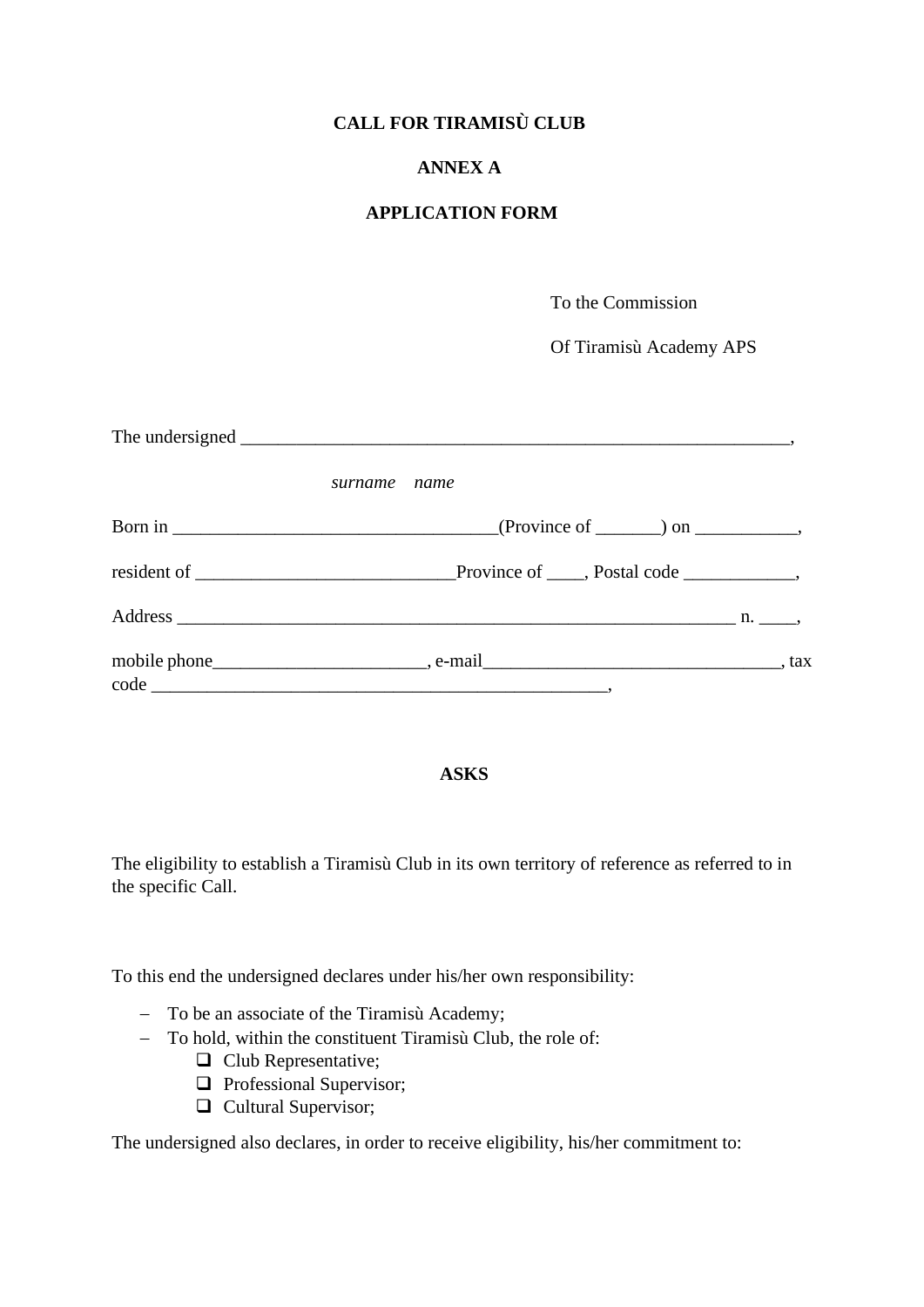**CALL FOR TIRAMISÙ CLUB**

**ANNEX A**

**APPLICATION FORM**

To the Commission

Of Tiramisù Academy APS

The undersigned ______________________________________________________________,

*surname name*

Born in __________________________________(Province of _______) on ___________,

resident of ___________________________Province of ____, Postal code ____________,

Address ____________________________________________________________ n. ____,

mobile phone______________________, e-mail________________________________, tax code __________________________________________________,

**ASKS**

The eligibility to establish a Tiramisù Club in its own territory of reference as referred to in the specific Call.

To this end the undersigned declares under his/her own responsibility:

- To be an associate of the Tiramisù Academy;
- To hold, within the constituent Tiramisù Club, the role of:
  - ❑ Club Representative;
  - ❑ Professional Supervisor;
  - ❑ Cultural Supervisor;

The undersigned also declares, in order to receive eligibility, his/her commitment to: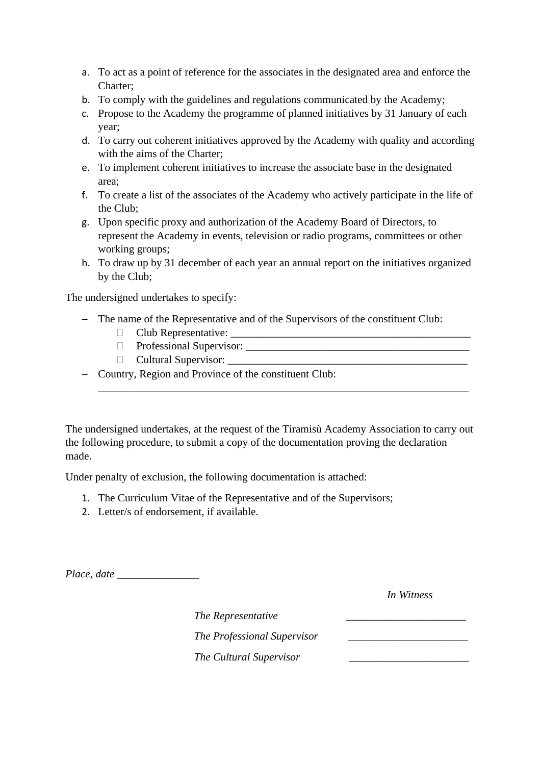a. To act as a point of reference for the associates in the designated area and enforce the Charter;
b. To comply with the guidelines and regulations communicated by the Academy;
c. Propose to the Academy the programme of planned initiatives by 31 January of each year;
d. To carry out coherent initiatives approved by the Academy with quality and according with the aims of the Charter;
e. To implement coherent initiatives to increase the associate base in the designated area;
f. To create a list of the associates of the Academy who actively participate in the life of the Club;
g. Upon specific proxy and authorization of the Academy Board of Directors, to represent the Academy in events, television or radio programs, committees or other working groups;
h. To draw up by 31 december of each year an annual report on the initiatives organized by the Club;

The undersigned undertakes to specify:

- The name of the Representative and of the Supervisors of the constituent Club:
  - Club Representative: _______________________________________________
  - Professional Supervisor: ____________________________________________
  - Cultural Supervisor: _______________________________________________
- Country, Region and Province of the constituent Club: _________________________________________________________________________

The undersigned undertakes, at the request of the Tiramisù Academy Association to carry out the following procedure, to submit a copy of the documentation proving the declaration made.

Under penalty of exclusion, the following documentation is attached:

1. The Curriculum Vitae of the Representative and of the Supervisors;
2. Letter/s of endorsement, if available.

*Place, date* _______________

*In Witness*

*The Representative* ______________________

*The Professional Supervisor* ______________________

*The Cultural Supervisor* ______________________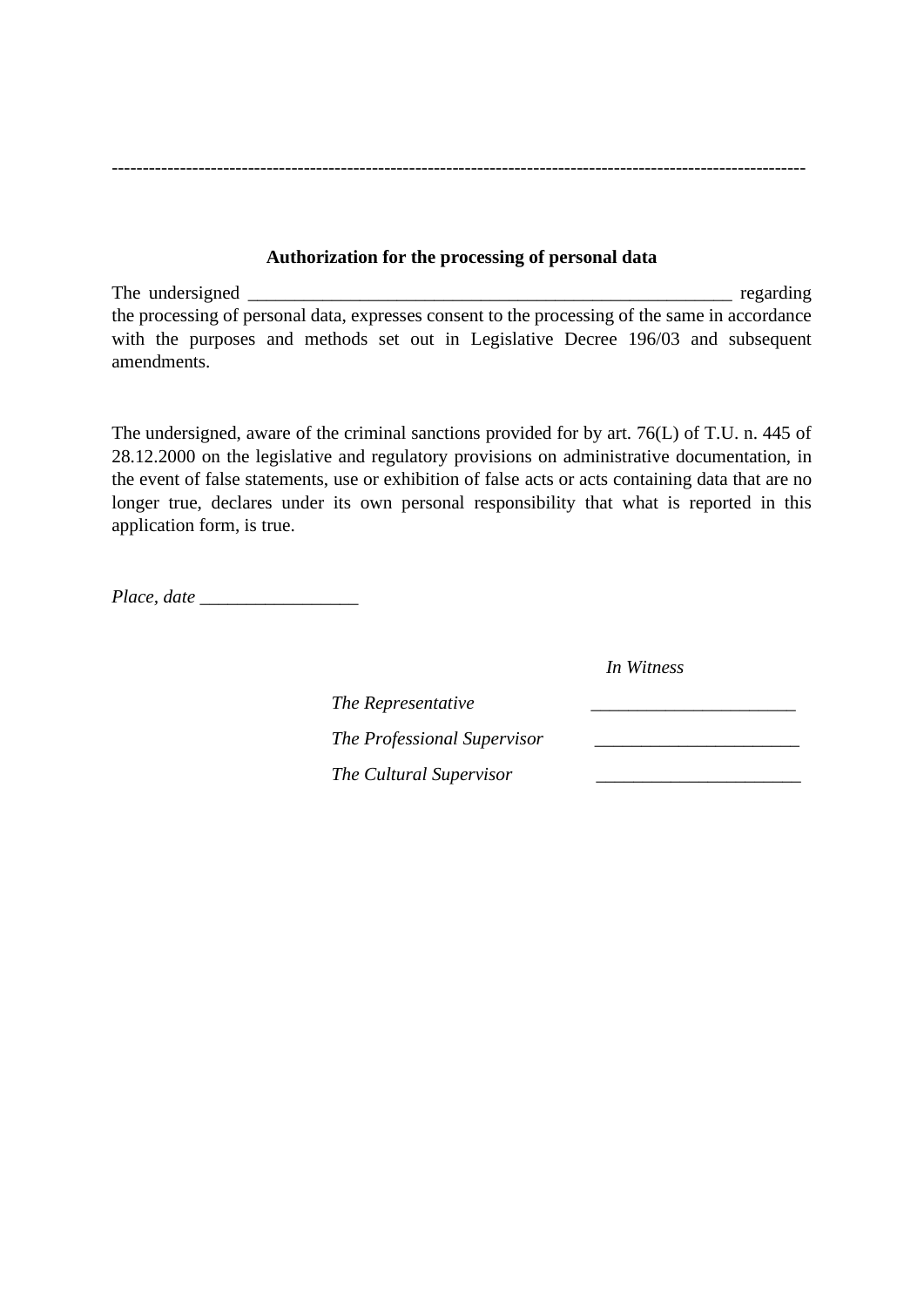-----------------------------------------------------------------------------------------------------------------

**Authorization for the processing of personal data**

The undersigned _____________________________________________________ regarding the processing of personal data, expresses consent to the processing of the same in accordance with the purposes and methods set out in Legislative Decree 196/03 and subsequent amendments.

The undersigned, aware of the criminal sanctions provided for by art. 76(L) of T.U. n. 445 of 28.12.2000 on the legislative and regulatory provisions on administrative documentation, in the event of false statements, use or exhibition of false acts or acts containing data that are no longer true, declares under its own personal responsibility that what is reported in this application form, is true.

*Place, date* _________________

*In Witness*

*The Representative* ______________________

*The Professional Supervisor* ______________________

*The Cultural Supervisor* ______________________